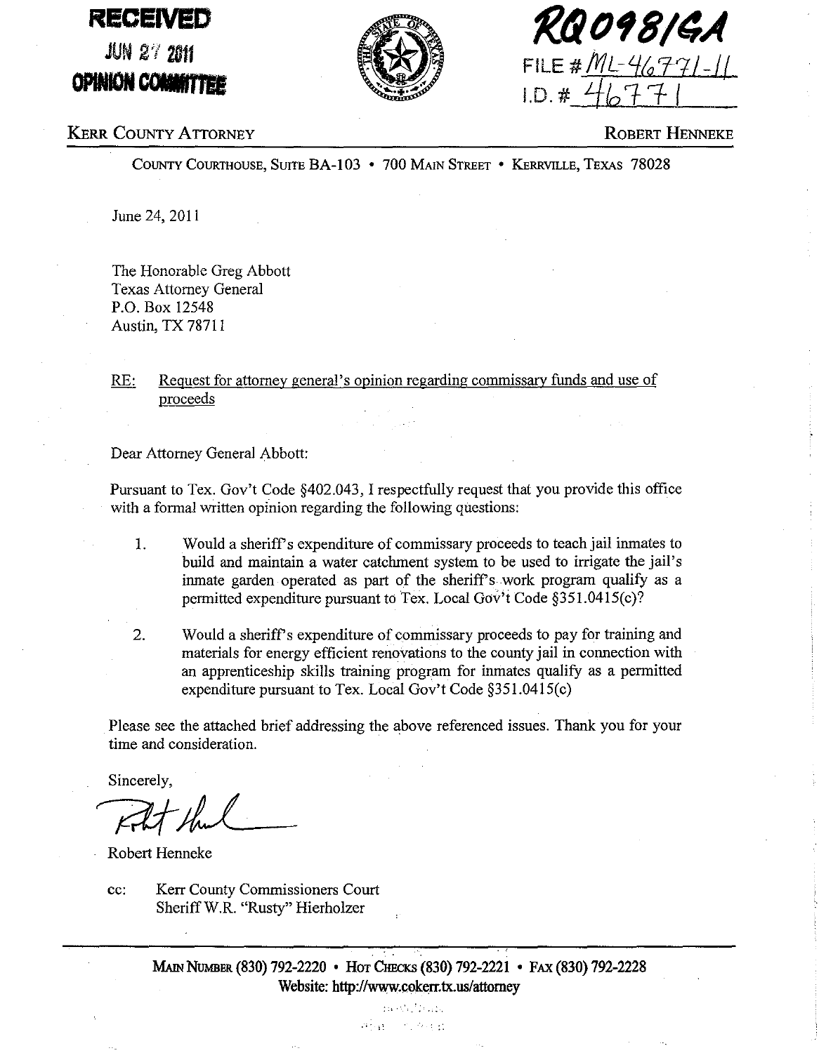**RECEIVED**
**JUN 27 2011**
**OPINION COMMITTEE**

**RQ0981GA**
FILE # ML-46771-11
I.D. # 46771

KERR COUNTY ATTORNEY — ROBERT HENNEKE

COUNTY COURTHOUSE, SUITE BA-103 • 700 MAIN STREET • KERRVILLE, TEXAS 78028

June 24, 2011

The Honorable Greg Abbott
Texas Attorney General
P.O. Box 12548
Austin, TX 78711

RE: Request for attorney general's opinion regarding commissary funds and use of proceeds

Dear Attorney General Abbott:

Pursuant to Tex. Gov't Code §402.043, I respectfully request that you provide this office with a formal written opinion regarding the following questions:

1. Would a sheriff's expenditure of commissary proceeds to teach jail inmates to build and maintain a water catchment system to be used to irrigate the jail's inmate garden operated as part of the sheriff's work program qualify as a permitted expenditure pursuant to Tex. Local Gov't Code §351.0415(c)?

2. Would a sheriff's expenditure of commissary proceeds to pay for training and materials for energy efficient renovations to the county jail in connection with an apprenticeship skills training program for inmates qualify as a permitted expenditure pursuant to Tex. Local Gov't Code §351.0415(c)

Please see the attached brief addressing the above referenced issues. Thank you for your time and consideration.

Sincerely,

Robert Henneke

cc: Kerr County Commissioners Court
Sheriff W.R. "Rusty" Hierholzer

MAIN NUMBER (830) 792-2220 • HOT CHECKS (830) 792-2221 • FAX (830) 792-2228
Website: http://www.cokerr.tx.us/attorney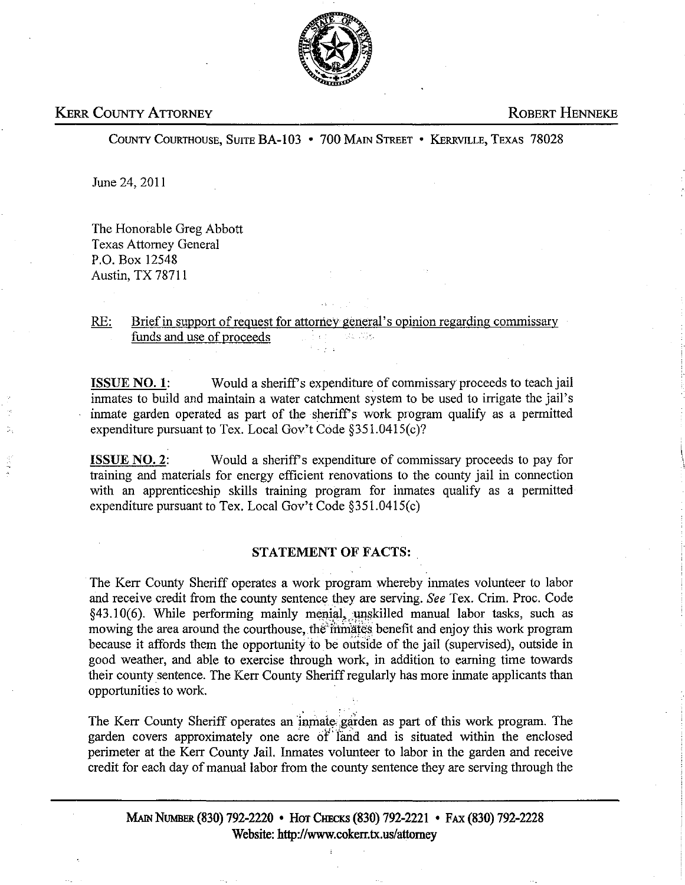KERR COUNTY ATTORNEY — ROBERT HENNEKE

COUNTY COURTHOUSE, SUITE BA-103 • 700 MAIN STREET • KERRVILLE, TEXAS 78028

June 24, 2011

The Honorable Greg Abbott
Texas Attorney General
P.O. Box 12548
Austin, TX 78711

RE: Brief in support of request for attorney general's opinion regarding commissary funds and use of proceeds

**ISSUE NO. 1**: Would a sheriff's expenditure of commissary proceeds to teach jail inmates to build and maintain a water catchment system to be used to irrigate the jail's inmate garden operated as part of the sheriff's work program qualify as a permitted expenditure pursuant to Tex. Local Gov't Code §351.0415(c)?

**ISSUE NO. 2**: Would a sheriff's expenditure of commissary proceeds to pay for training and materials for energy efficient renovations to the county jail in connection with an apprenticeship skills training program for inmates qualify as a permitted expenditure pursuant to Tex. Local Gov't Code §351.0415(c)

**STATEMENT OF FACTS:**

The Kerr County Sheriff operates a work program whereby inmates volunteer to labor and receive credit from the county sentence they are serving. *See* Tex. Crim. Proc. Code §43.10(6). While performing mainly menial, unskilled manual labor tasks, such as mowing the area around the courthouse, the inmates benefit and enjoy this work program because it affords them the opportunity to be outside of the jail (supervised), outside in good weather, and able to exercise through work, in addition to earning time towards their county sentence. The Kerr County Sheriff regularly has more inmate applicants than opportunities to work.

The Kerr County Sheriff operates an inmate garden as part of this work program. The garden covers approximately one acre of land and is situated within the enclosed perimeter at the Kerr County Jail. Inmates volunteer to labor in the garden and receive credit for each day of manual labor from the county sentence they are serving through the

MAIN NUMBER (830) 792-2220 • HOT CHECKS (830) 792-2221 • FAX (830) 792-2228
Website: http://www.cokerr.tx.us/attorney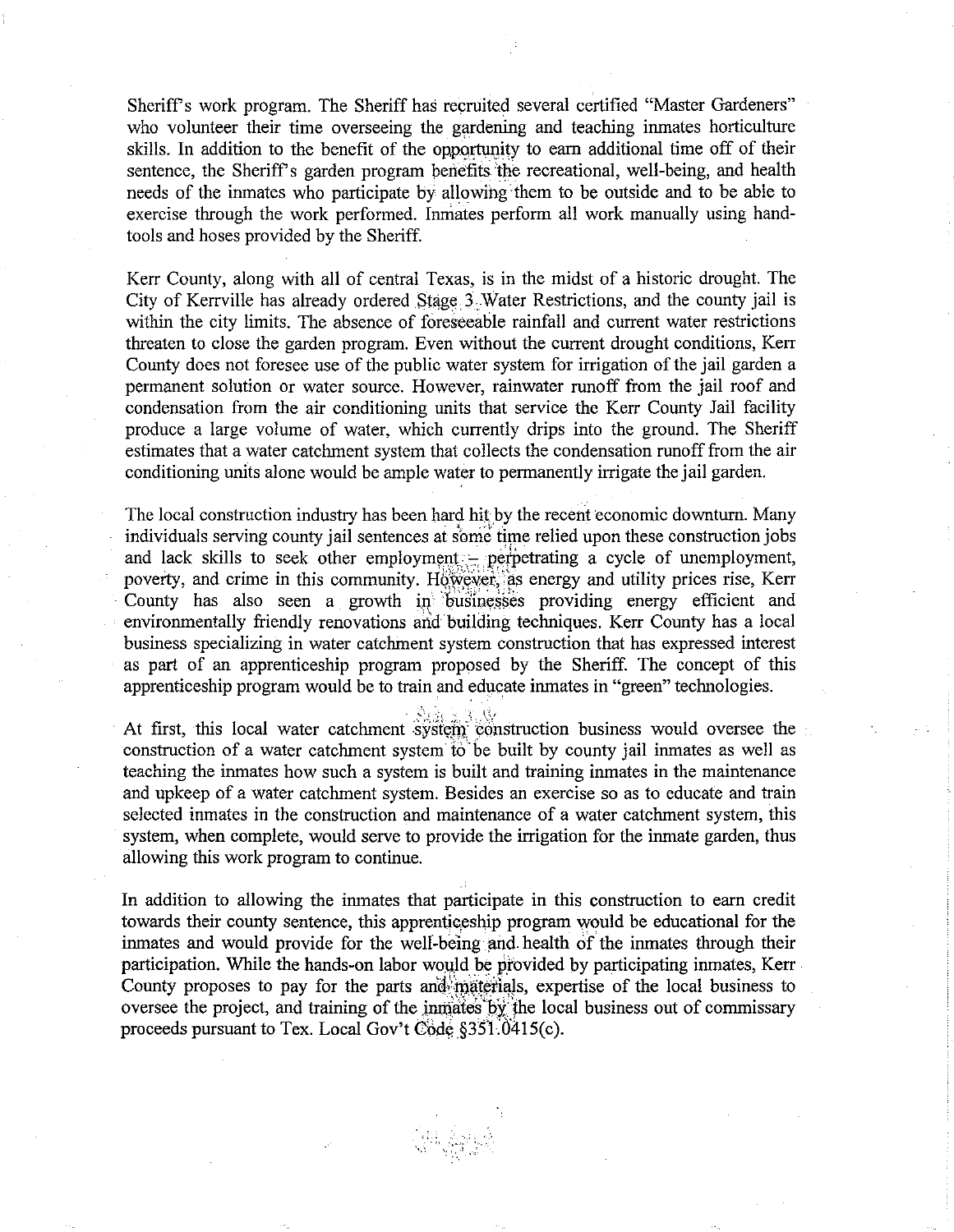Sheriff's work program. The Sheriff has recruited several certified "Master Gardeners" who volunteer their time overseeing the gardening and teaching inmates horticulture skills. In addition to the benefit of the opportunity to earn additional time off of their sentence, the Sheriff's garden program benefits the recreational, well-being, and health needs of the inmates who participate by allowing them to be outside and to be able to exercise through the work performed. Inmates perform all work manually using hand-tools and hoses provided by the Sheriff.

Kerr County, along with all of central Texas, is in the midst of a historic drought. The City of Kerrville has already ordered Stage 3 Water Restrictions, and the county jail is within the city limits. The absence of foreseeable rainfall and current water restrictions threaten to close the garden program. Even without the current drought conditions, Kerr County does not foresee use of the public water system for irrigation of the jail garden a permanent solution or water source. However, rainwater runoff from the jail roof and condensation from the air conditioning units that service the Kerr County Jail facility produce a large volume of water, which currently drips into the ground. The Sheriff estimates that a water catchment system that collects the condensation runoff from the air conditioning units alone would be ample water to permanently irrigate the jail garden.

The local construction industry has been hard hit by the recent economic downturn. Many individuals serving county jail sentences at some time relied upon these construction jobs and lack skills to seek other employment – perpetrating a cycle of unemployment, poverty, and crime in this community. However, as energy and utility prices rise, Kerr County has also seen a growth in businesses providing energy efficient and environmentally friendly renovations and building techniques. Kerr County has a local business specializing in water catchment system construction that has expressed interest as part of an apprenticeship program proposed by the Sheriff. The concept of this apprenticeship program would be to train and educate inmates in "green" technologies.

At first, this local water catchment system construction business would oversee the construction of a water catchment system to be built by county jail inmates as well as teaching the inmates how such a system is built and training inmates in the maintenance and upkeep of a water catchment system. Besides an exercise so as to educate and train selected inmates in the construction and maintenance of a water catchment system, this system, when complete, would serve to provide the irrigation for the inmate garden, thus allowing this work program to continue.

In addition to allowing the inmates that participate in this construction to earn credit towards their county sentence, this apprenticeship program would be educational for the inmates and would provide for the well-being and health of the inmates through their participation. While the hands-on labor would be provided by participating inmates, Kerr County proposes to pay for the parts and materials, expertise of the local business to oversee the project, and training of the inmates by the local business out of commissary proceeds pursuant to Tex. Local Gov't Code §351.0415(c).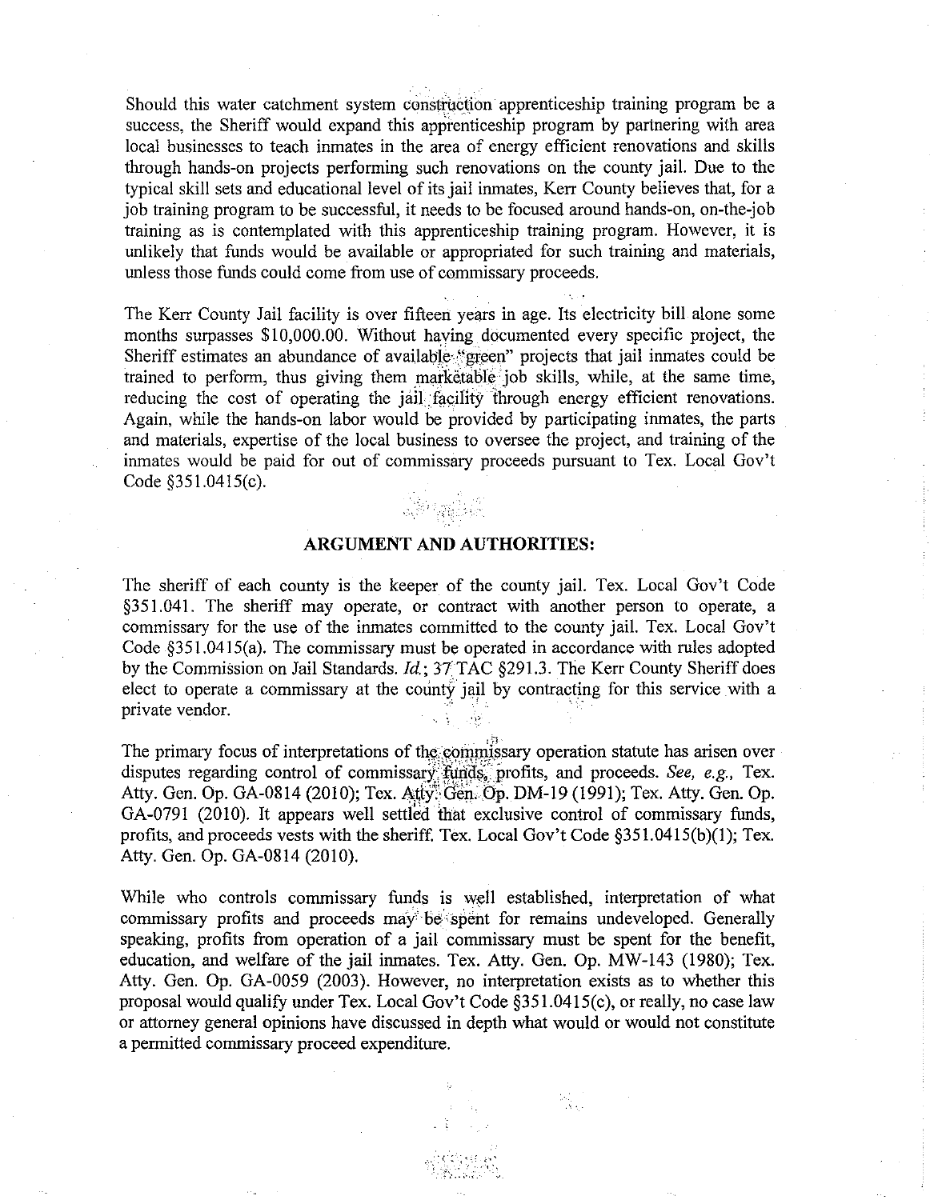Should this water catchment system construction apprenticeship training program be a success, the Sheriff would expand this apprenticeship program by partnering with area local businesses to teach inmates in the area of energy efficient renovations and skills through hands-on projects performing such renovations on the county jail. Due to the typical skill sets and educational level of its jail inmates, Kerr County believes that, for a job training program to be successful, it needs to be focused around hands-on, on-the-job training as is contemplated with this apprenticeship training program. However, it is unlikely that funds would be available or appropriated for such training and materials, unless those funds could come from use of commissary proceeds.

The Kerr County Jail facility is over fifteen years in age. Its electricity bill alone some months surpasses $10,000.00. Without having documented every specific project, the Sheriff estimates an abundance of available "green" projects that jail inmates could be trained to perform, thus giving them marketable job skills, while, at the same time, reducing the cost of operating the jail facility through energy efficient renovations. Again, while the hands-on labor would be provided by participating inmates, the parts and materials, expertise of the local business to oversee the project, and training of the inmates would be paid for out of commissary proceeds pursuant to Tex. Local Gov't Code §351.0415(c).

## ARGUMENT AND AUTHORITIES:

The sheriff of each county is the keeper of the county jail. Tex. Local Gov't Code §351.041. The sheriff may operate, or contract with another person to operate, a commissary for the use of the inmates committed to the county jail. Tex. Local Gov't Code §351.0415(a). The commissary must be operated in accordance with rules adopted by the Commission on Jail Standards. *Id.*; 37 TAC §291.3. The Kerr County Sheriff does elect to operate a commissary at the county jail by contracting for this service with a private vendor.

The primary focus of interpretations of the commissary operation statute has arisen over disputes regarding control of commissary funds, profits, and proceeds. *See, e.g.*, Tex. Atty. Gen. Op. GA-0814 (2010); Tex. Atty. Gen. Op. DM-19 (1991); Tex. Atty. Gen. Op. GA-0791 (2010). It appears well settled that exclusive control of commissary funds, profits, and proceeds vests with the sheriff. Tex. Local Gov't Code §351.0415(b)(1); Tex. Atty. Gen. Op. GA-0814 (2010).

While who controls commissary funds is well established, interpretation of what commissary profits and proceeds may be spent for remains undeveloped. Generally speaking, profits from operation of a jail commissary must be spent for the benefit, education, and welfare of the jail inmates. Tex. Atty. Gen. Op. MW-143 (1980); Tex. Atty. Gen. Op. GA-0059 (2003). However, no interpretation exists as to whether this proposal would qualify under Tex. Local Gov't Code §351.0415(c), or really, no case law or attorney general opinions have discussed in depth what would or would not constitute a permitted commissary proceed expenditure.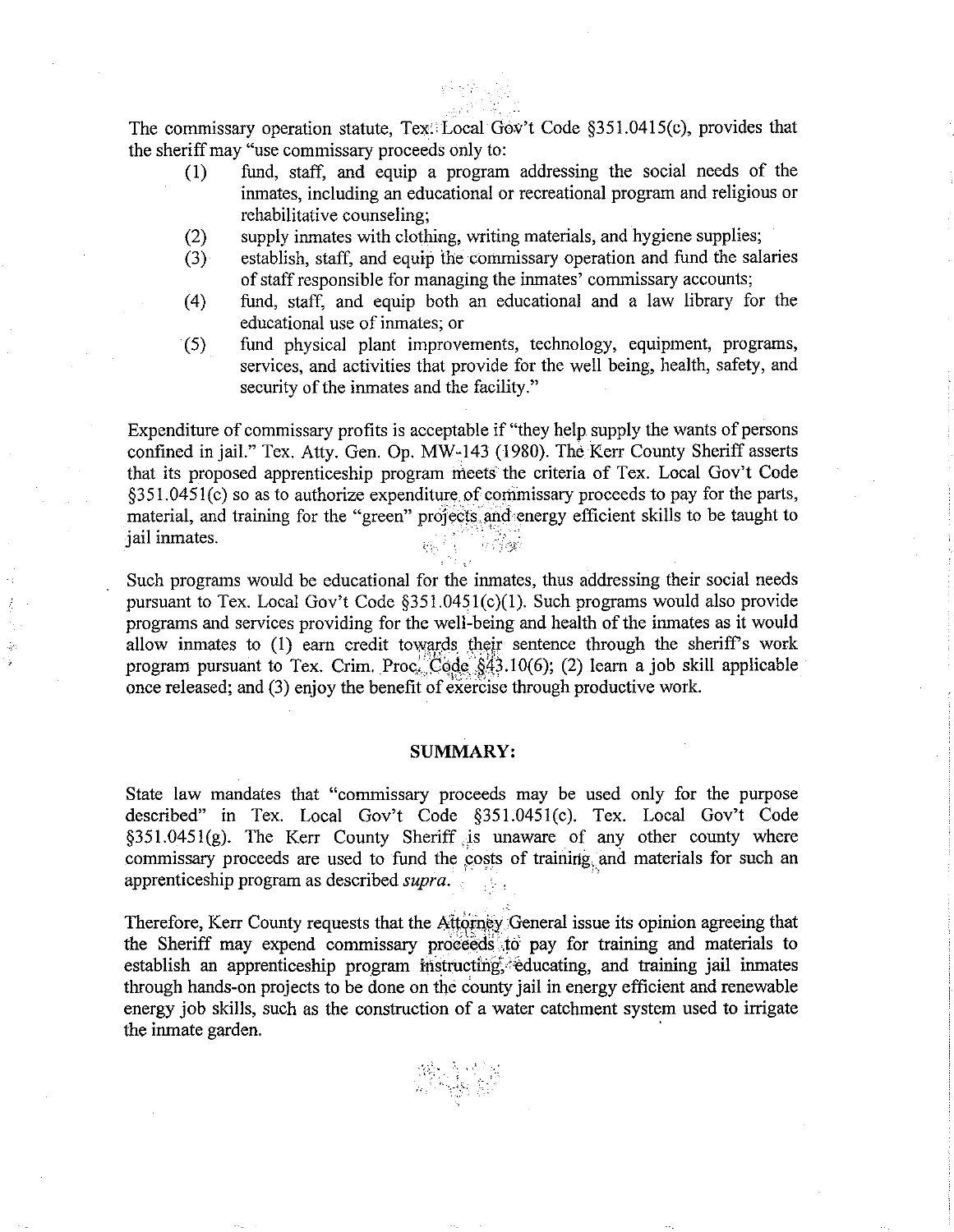The commissary operation statute, Tex. Local Gov't Code §351.0415(c), provides that the sheriff may "use commissary proceeds only to:

(1) fund, staff, and equip a program addressing the social needs of the inmates, including an educational or recreational program and religious or rehabilitative counseling;

(2) supply inmates with clothing, writing materials, and hygiene supplies;

(3) establish, staff, and equip the commissary operation and fund the salaries of staff responsible for managing the inmates' commissary accounts;

(4) fund, staff, and equip both an educational and a law library for the educational use of inmates; or

(5) fund physical plant improvements, technology, equipment, programs, services, and activities that provide for the well being, health, safety, and security of the inmates and the facility."

Expenditure of commissary profits is acceptable if "they help supply the wants of persons confined in jail." Tex. Atty. Gen. Op. MW-143 (1980). The Kerr County Sheriff asserts that its proposed apprenticeship program meets the criteria of Tex. Local Gov't Code §351.0451(c) so as to authorize expenditure of commissary proceeds to pay for the parts, material, and training for the "green" projects and energy efficient skills to be taught to jail inmates.

Such programs would be educational for the inmates, thus addressing their social needs pursuant to Tex. Local Gov't Code §351.0451(c)(1). Such programs would also provide programs and services providing for the well-being and health of the inmates as it would allow inmates to (1) earn credit towards their sentence through the sheriff's work program pursuant to Tex. Crim. Proc. Code §43.10(6); (2) learn a job skill applicable once released; and (3) enjoy the benefit of exercise through productive work.

## SUMMARY:

State law mandates that "commissary proceeds may be used only for the purpose described" in Tex. Local Gov't Code §351.0451(c). Tex. Local Gov't Code §351.0451(g). The Kerr County Sheriff is unaware of any other county where commissary proceeds are used to fund the costs of training and materials for such an apprenticeship program as described *supra*.

Therefore, Kerr County requests that the Attorney General issue its opinion agreeing that the Sheriff may expend commissary proceeds to pay for training and materials to establish an apprenticeship program instructing, educating, and training jail inmates through hands-on projects to be done on the county jail in energy efficient and renewable energy job skills, such as the construction of a water catchment system used to irrigate the inmate garden.